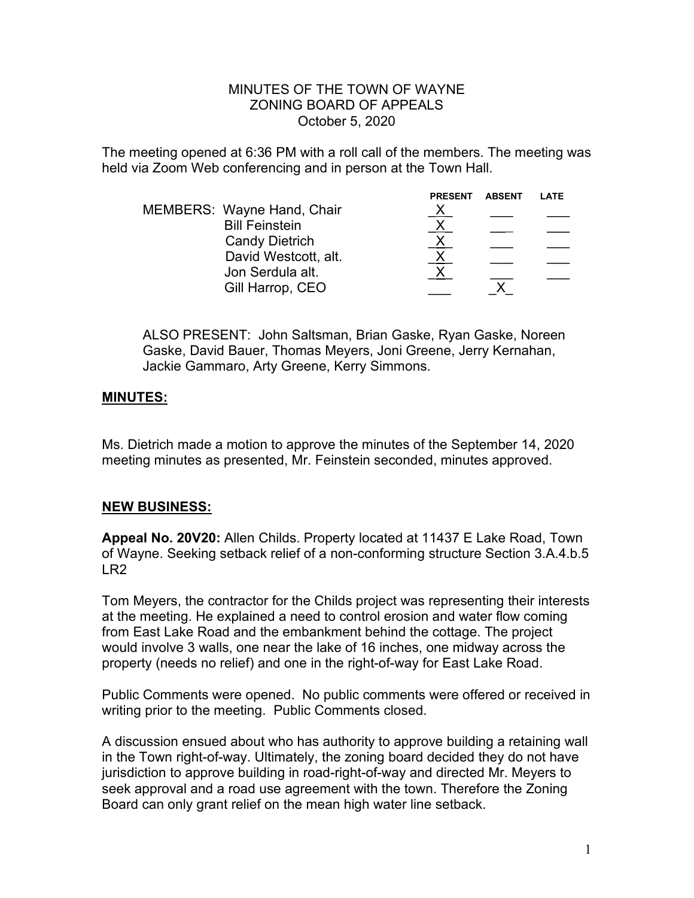MINUTES OF THE TOWN OF WAYNE
ZONING BOARD OF APPEALS
October 5, 2020

The meeting opened at 6:36 PM with a roll call of the members. The meeting was held via Zoom Web conferencing and in person at the Town Hall.

| MEMBERS: | PRESENT | ABSENT | LATE |
|---|---|---|---|
| Wayne Hand, Chair | X | | |
| Bill Feinstein | X | | |
| Candy Dietrich | X | | |
| David Westcott, alt. | X | | |
| Jon Serdula alt. | X | | |
| Gill Harrop, CEO | | X | |

ALSO PRESENT: John Saltsman, Brian Gaske, Ryan Gaske, Noreen Gaske, David Bauer, Thomas Meyers, Joni Greene, Jerry Kernahan, Jackie Gammaro, Arty Greene, Kerry Simmons.

## MINUTES:

Ms. Dietrich made a motion to approve the minutes of the September 14, 2020 meeting minutes as presented, Mr. Feinstein seconded, minutes approved.

## NEW BUSINESS:

**Appeal No. 20V20:** Allen Childs. Property located at 11437 E Lake Road, Town of Wayne. Seeking setback relief of a non-conforming structure Section 3.A.4.b.5 LR2

Tom Meyers, the contractor for the Childs project was representing their interests at the meeting. He explained a need to control erosion and water flow coming from East Lake Road and the embankment behind the cottage. The project would involve 3 walls, one near the lake of 16 inches, one midway across the property (needs no relief) and one in the right-of-way for East Lake Road.

Public Comments were opened. No public comments were offered or received in writing prior to the meeting. Public Comments closed.

A discussion ensued about who has authority to approve building a retaining wall in the Town right-of-way. Ultimately, the zoning board decided they do not have jurisdiction to approve building in road-right-of-way and directed Mr. Meyers to seek approval and a road use agreement with the town. Therefore the Zoning Board can only grant relief on the mean high water line setback.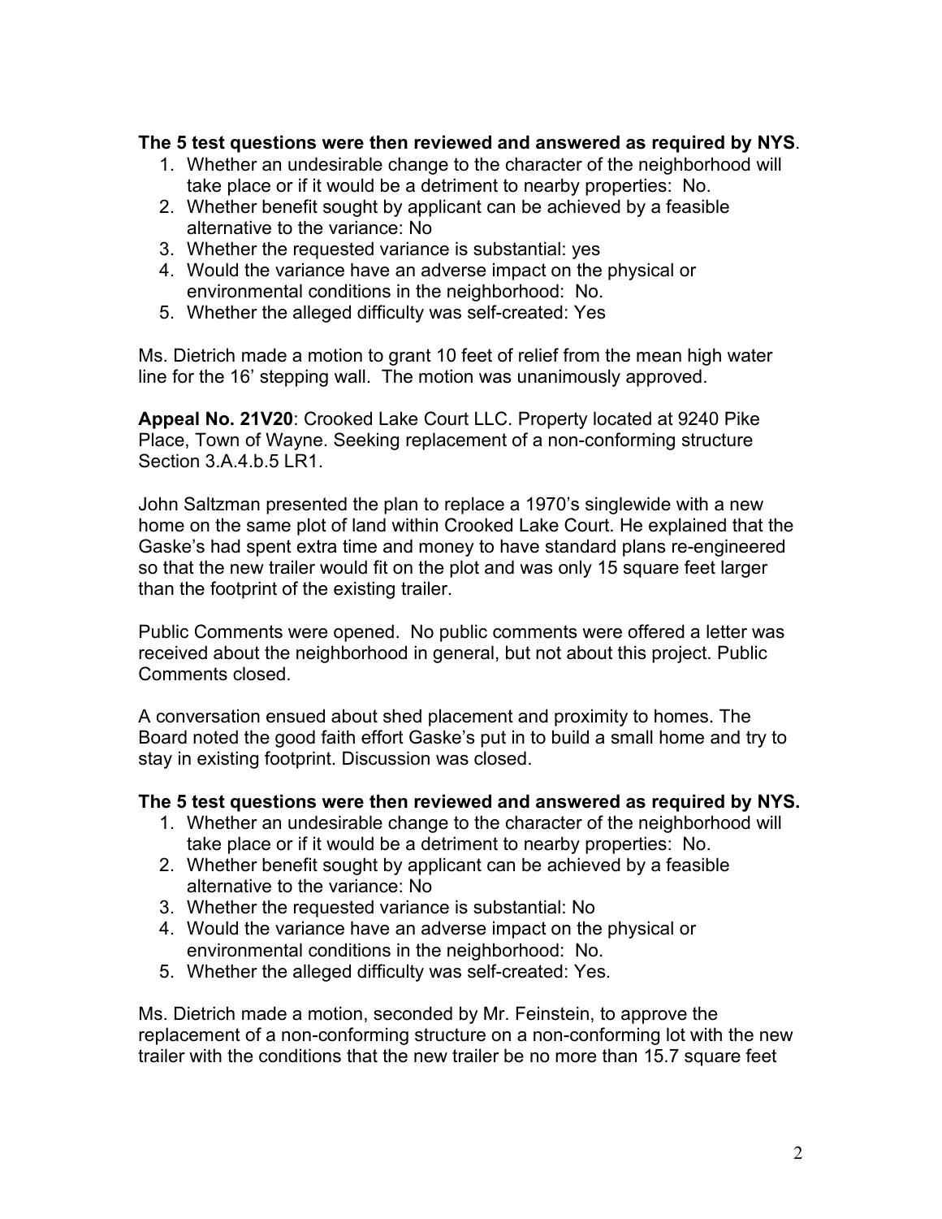**The 5 test questions were then reviewed and answered as required by NYS**.

1. Whether an undesirable change to the character of the neighborhood will take place or if it would be a detriment to nearby properties: No.
2. Whether benefit sought by applicant can be achieved by a feasible alternative to the variance: No
3. Whether the requested variance is substantial: yes
4. Would the variance have an adverse impact on the physical or environmental conditions in the neighborhood: No.
5. Whether the alleged difficulty was self-created: Yes

Ms. Dietrich made a motion to grant 10 feet of relief from the mean high water line for the 16' stepping wall. The motion was unanimously approved.

**Appeal No. 21V20**: Crooked Lake Court LLC. Property located at 9240 Pike Place, Town of Wayne. Seeking replacement of a non-conforming structure Section 3.A.4.b.5 LR1.

John Saltzman presented the plan to replace a 1970's singlewide with a new home on the same plot of land within Crooked Lake Court. He explained that the Gaske's had spent extra time and money to have standard plans re-engineered so that the new trailer would fit on the plot and was only 15 square feet larger than the footprint of the existing trailer.

Public Comments were opened. No public comments were offered a letter was received about the neighborhood in general, but not about this project. Public Comments closed.

A conversation ensued about shed placement and proximity to homes. The Board noted the good faith effort Gaske's put in to build a small home and try to stay in existing footprint. Discussion was closed.

**The 5 test questions were then reviewed and answered as required by NYS.**

1. Whether an undesirable change to the character of the neighborhood will take place or if it would be a detriment to nearby properties: No.
2. Whether benefit sought by applicant can be achieved by a feasible alternative to the variance: No
3. Whether the requested variance is substantial: No
4. Would the variance have an adverse impact on the physical or environmental conditions in the neighborhood: No.
5. Whether the alleged difficulty was self-created: Yes.

Ms. Dietrich made a motion, seconded by Mr. Feinstein, to approve the replacement of a non-conforming structure on a non-conforming lot with the new trailer with the conditions that the new trailer be no more than 15.7 square feet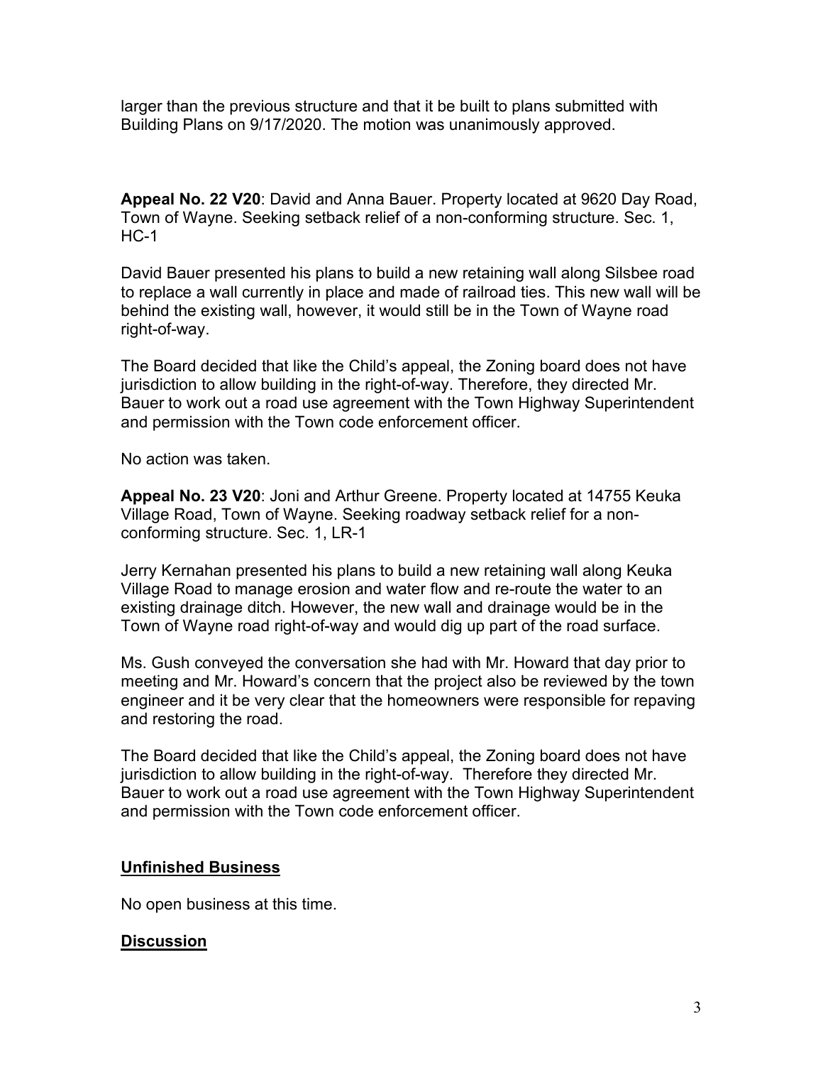larger than the previous structure and that it be built to plans submitted with Building Plans on 9/17/2020. The motion was unanimously approved.

**Appeal No. 22 V20**: David and Anna Bauer. Property located at 9620 Day Road, Town of Wayne. Seeking setback relief of a non-conforming structure. Sec. 1, HC-1

David Bauer presented his plans to build a new retaining wall along Silsbee road to replace a wall currently in place and made of railroad ties. This new wall will be behind the existing wall, however, it would still be in the Town of Wayne road right-of-way.

The Board decided that like the Child's appeal, the Zoning board does not have jurisdiction to allow building in the right-of-way. Therefore, they directed Mr. Bauer to work out a road use agreement with the Town Highway Superintendent and permission with the Town code enforcement officer.

No action was taken.

**Appeal No. 23 V20**: Joni and Arthur Greene. Property located at 14755 Keuka Village Road, Town of Wayne. Seeking roadway setback relief for a non-conforming structure. Sec. 1, LR-1

Jerry Kernahan presented his plans to build a new retaining wall along Keuka Village Road to manage erosion and water flow and re-route the water to an existing drainage ditch. However, the new wall and drainage would be in the Town of Wayne road right-of-way and would dig up part of the road surface.

Ms. Gush conveyed the conversation she had with Mr. Howard that day prior to meeting and Mr. Howard's concern that the project also be reviewed by the town engineer and it be very clear that the homeowners were responsible for repaving and restoring the road.

The Board decided that like the Child's appeal, the Zoning board does not have jurisdiction to allow building in the right-of-way. Therefore they directed Mr. Bauer to work out a road use agreement with the Town Highway Superintendent and permission with the Town code enforcement officer.

## Unfinished Business

No open business at this time.

## Discussion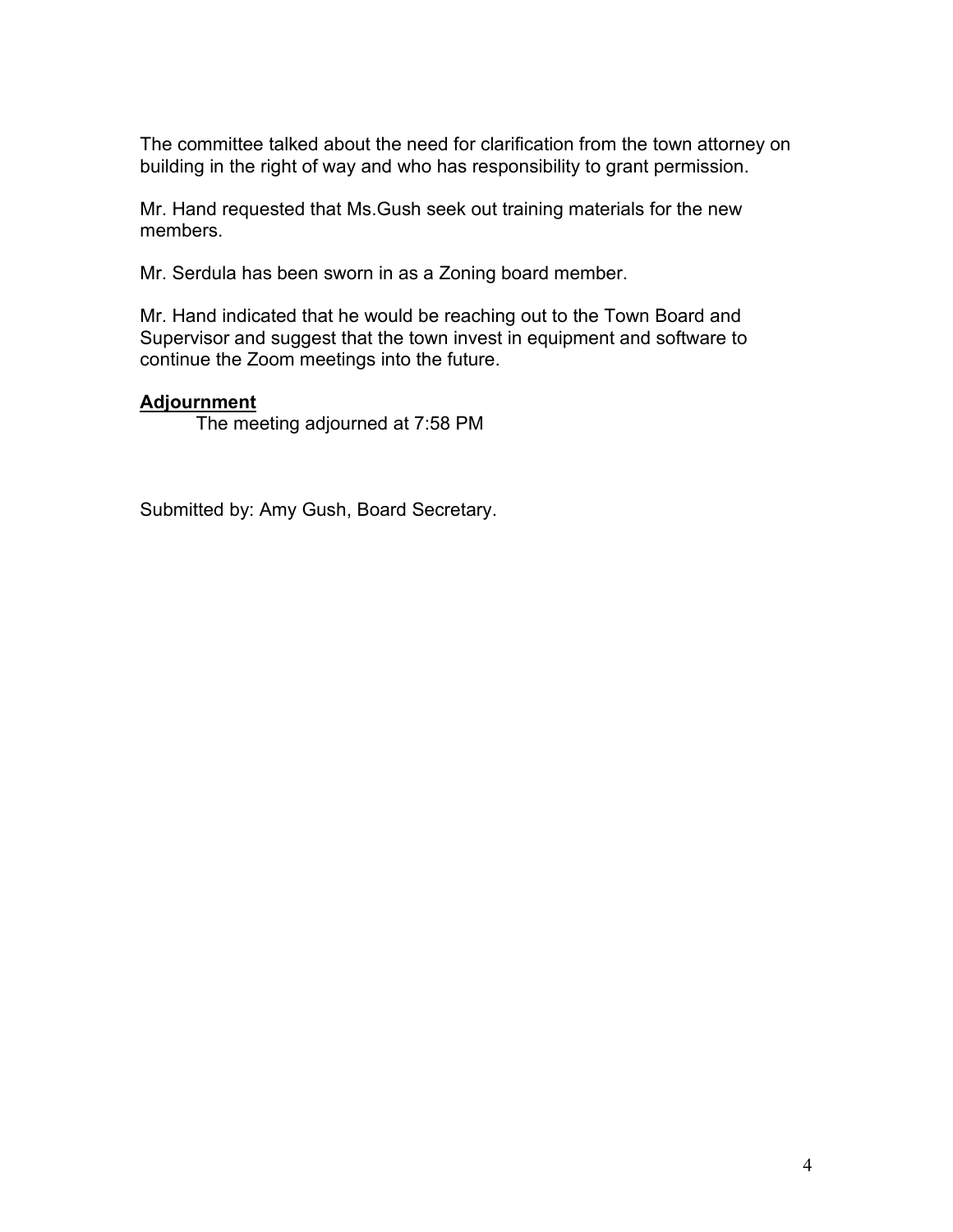The committee talked about the need for clarification from the town attorney on building in the right of way and who has responsibility to grant permission.

Mr. Hand requested that Ms.Gush seek out training materials for the new members.

Mr. Serdula has been sworn in as a Zoning board member.

Mr. Hand indicated that he would be reaching out to the Town Board and Supervisor and suggest that the town invest in equipment and software to continue the Zoom meetings into the future.

**Adjournment**

The meeting adjourned at 7:58 PM

Submitted by: Amy Gush, Board Secretary.